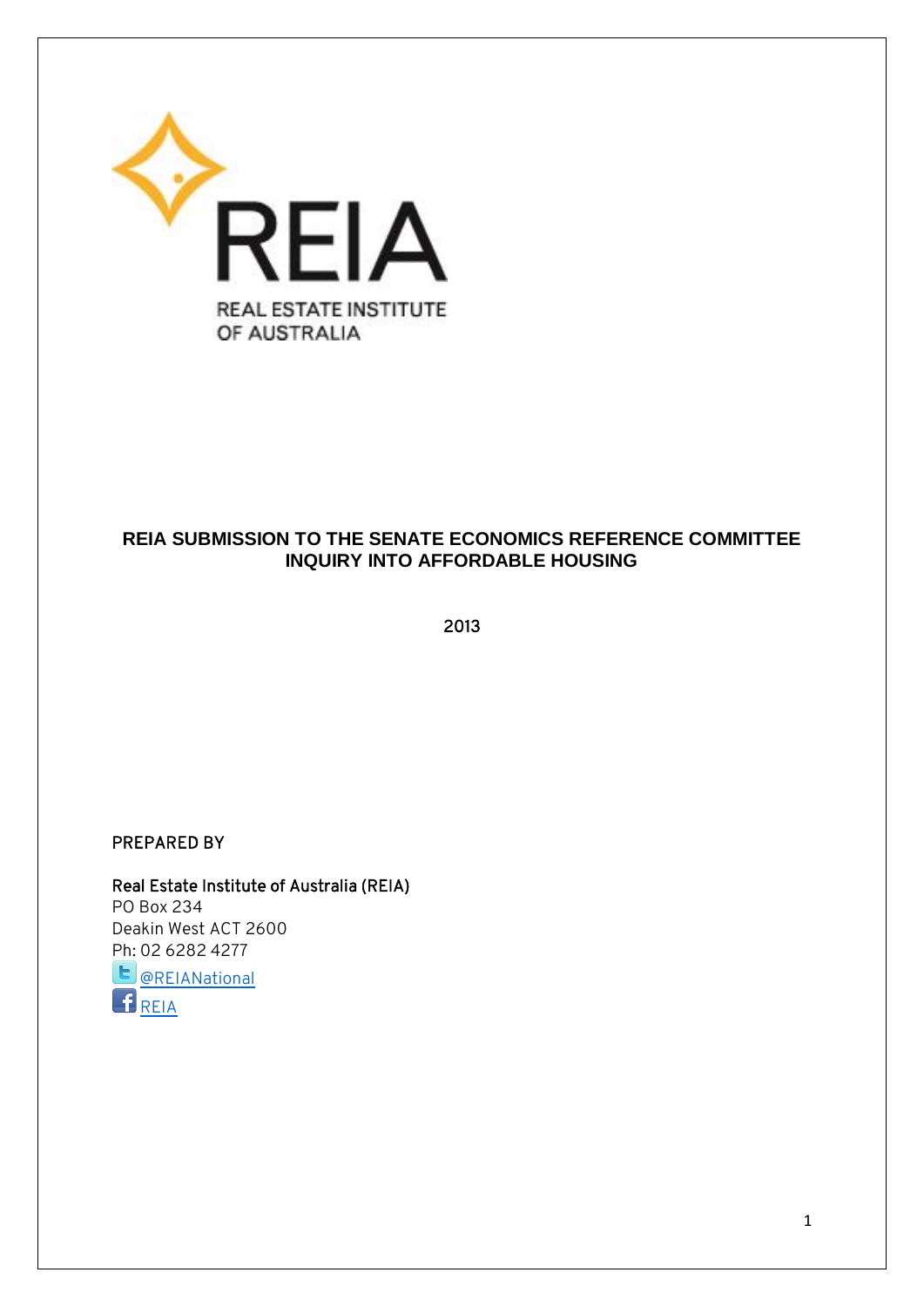REIA

REAL ESTATE INSTITUTE OF AUSTRALIA

# REIA SUBMISSION TO THE SENATE ECONOMICS REFERENCE COMMITTEE INQUIRY INTO AFFORDABLE HOUSING

2013

PREPARED BY

**Real Estate Institute of Australia (REIA)**
PO Box 234
Deakin West ACT 2600
Ph: 02 6282 4277
@REIANational
REIA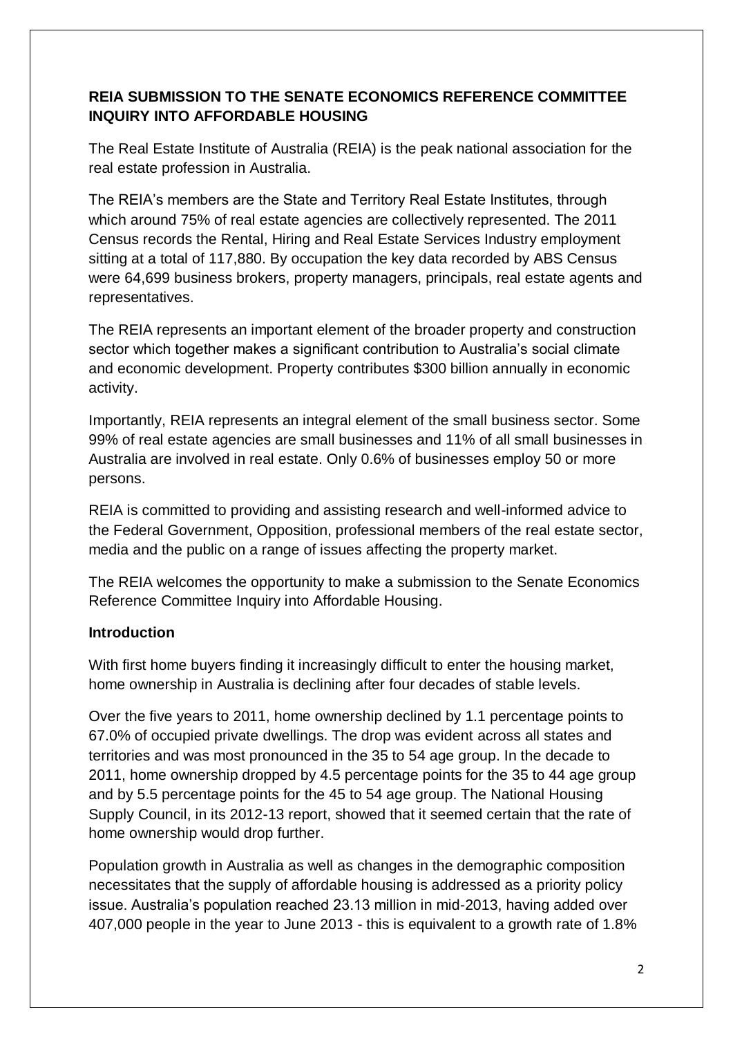**REIA SUBMISSION TO THE SENATE ECONOMICS REFERENCE COMMITTEE INQUIRY INTO AFFORDABLE HOUSING**

The Real Estate Institute of Australia (REIA) is the peak national association for the real estate profession in Australia.

The REIA's members are the State and Territory Real Estate Institutes, through which around 75% of real estate agencies are collectively represented. The 2011 Census records the Rental, Hiring and Real Estate Services Industry employment sitting at a total of 117,880. By occupation the key data recorded by ABS Census were 64,699 business brokers, property managers, principals, real estate agents and representatives.

The REIA represents an important element of the broader property and construction sector which together makes a significant contribution to Australia's social climate and economic development. Property contributes $300 billion annually in economic activity.

Importantly, REIA represents an integral element of the small business sector. Some 99% of real estate agencies are small businesses and 11% of all small businesses in Australia are involved in real estate. Only 0.6% of businesses employ 50 or more persons.

REIA is committed to providing and assisting research and well-informed advice to the Federal Government, Opposition, professional members of the real estate sector, media and the public on a range of issues affecting the property market.

The REIA welcomes the opportunity to make a submission to the Senate Economics Reference Committee Inquiry into Affordable Housing.

**Introduction**

With first home buyers finding it increasingly difficult to enter the housing market, home ownership in Australia is declining after four decades of stable levels.

Over the five years to 2011, home ownership declined by 1.1 percentage points to 67.0% of occupied private dwellings. The drop was evident across all states and territories and was most pronounced in the 35 to 54 age group. In the decade to 2011, home ownership dropped by 4.5 percentage points for the 35 to 44 age group and by 5.5 percentage points for the 45 to 54 age group. The National Housing Supply Council, in its 2012-13 report, showed that it seemed certain that the rate of home ownership would drop further.

Population growth in Australia as well as changes in the demographic composition necessitates that the supply of affordable housing is addressed as a priority policy issue. Australia's population reached 23.13 million in mid-2013, having added over 407,000 people in the year to June 2013 - this is equivalent to a growth rate of 1.8%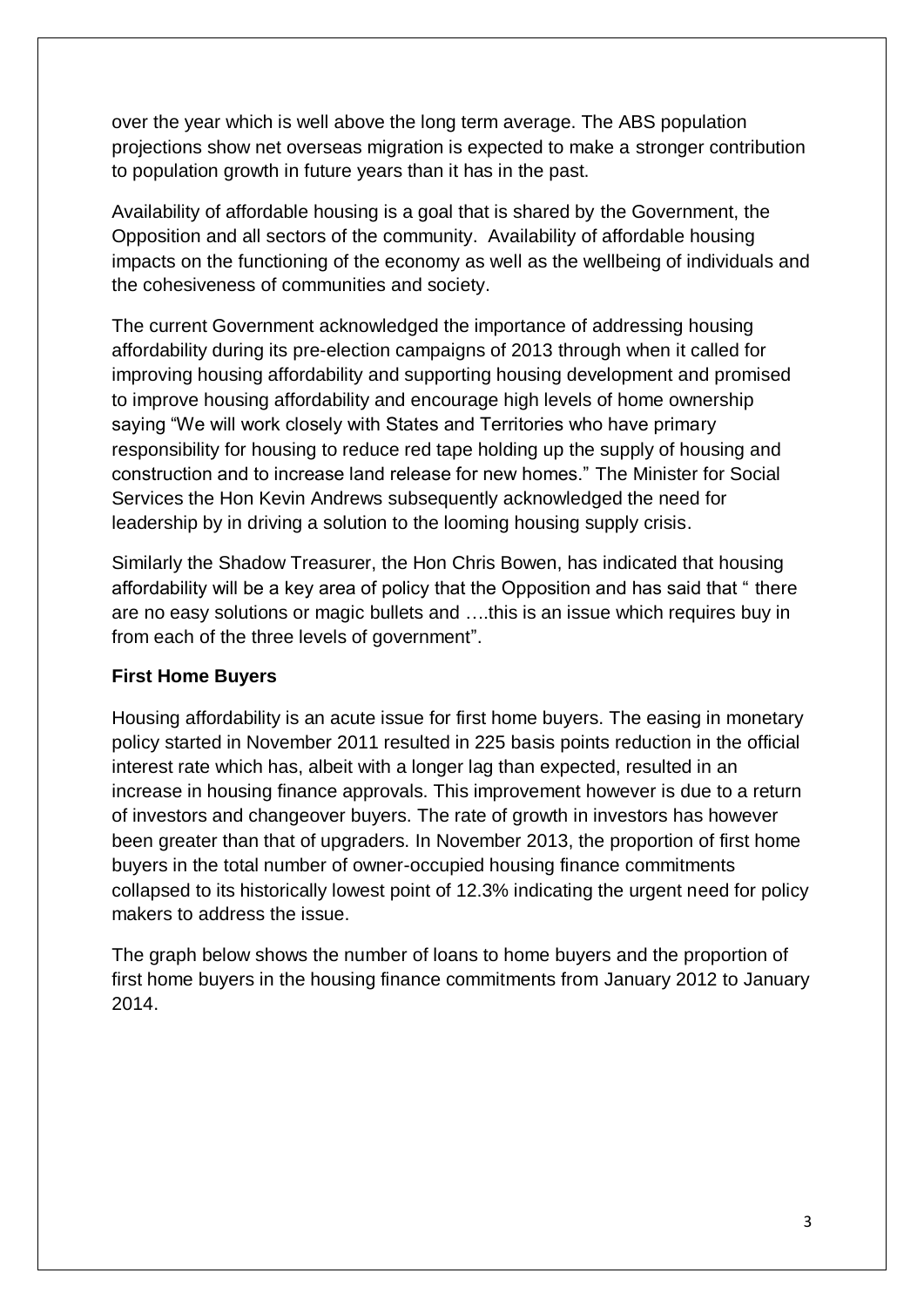over the year which is well above the long term average. The ABS population projections show net overseas migration is expected to make a stronger contribution to population growth in future years than it has in the past.

Availability of affordable housing is a goal that is shared by the Government, the Opposition and all sectors of the community. Availability of affordable housing impacts on the functioning of the economy as well as the wellbeing of individuals and the cohesiveness of communities and society.

The current Government acknowledged the importance of addressing housing affordability during its pre-election campaigns of 2013 through when it called for improving housing affordability and supporting housing development and promised to improve housing affordability and encourage high levels of home ownership saying "We will work closely with States and Territories who have primary responsibility for housing to reduce red tape holding up the supply of housing and construction and to increase land release for new homes." The Minister for Social Services the Hon Kevin Andrews subsequently acknowledged the need for leadership by in driving a solution to the looming housing supply crisis.

Similarly the Shadow Treasurer, the Hon Chris Bowen, has indicated that housing affordability will be a key area of policy that the Opposition and has said that " there are no easy solutions or magic bullets and ….this is an issue which requires buy in from each of the three levels of government".

**First Home Buyers**

Housing affordability is an acute issue for first home buyers. The easing in monetary policy started in November 2011 resulted in 225 basis points reduction in the official interest rate which has, albeit with a longer lag than expected, resulted in an increase in housing finance approvals. This improvement however is due to a return of investors and changeover buyers. The rate of growth in investors has however been greater than that of upgraders. In November 2013, the proportion of first home buyers in the total number of owner-occupied housing finance commitments collapsed to its historically lowest point of 12.3% indicating the urgent need for policy makers to address the issue.

The graph below shows the number of loans to home buyers and the proportion of first home buyers in the housing finance commitments from January 2012 to January 2014.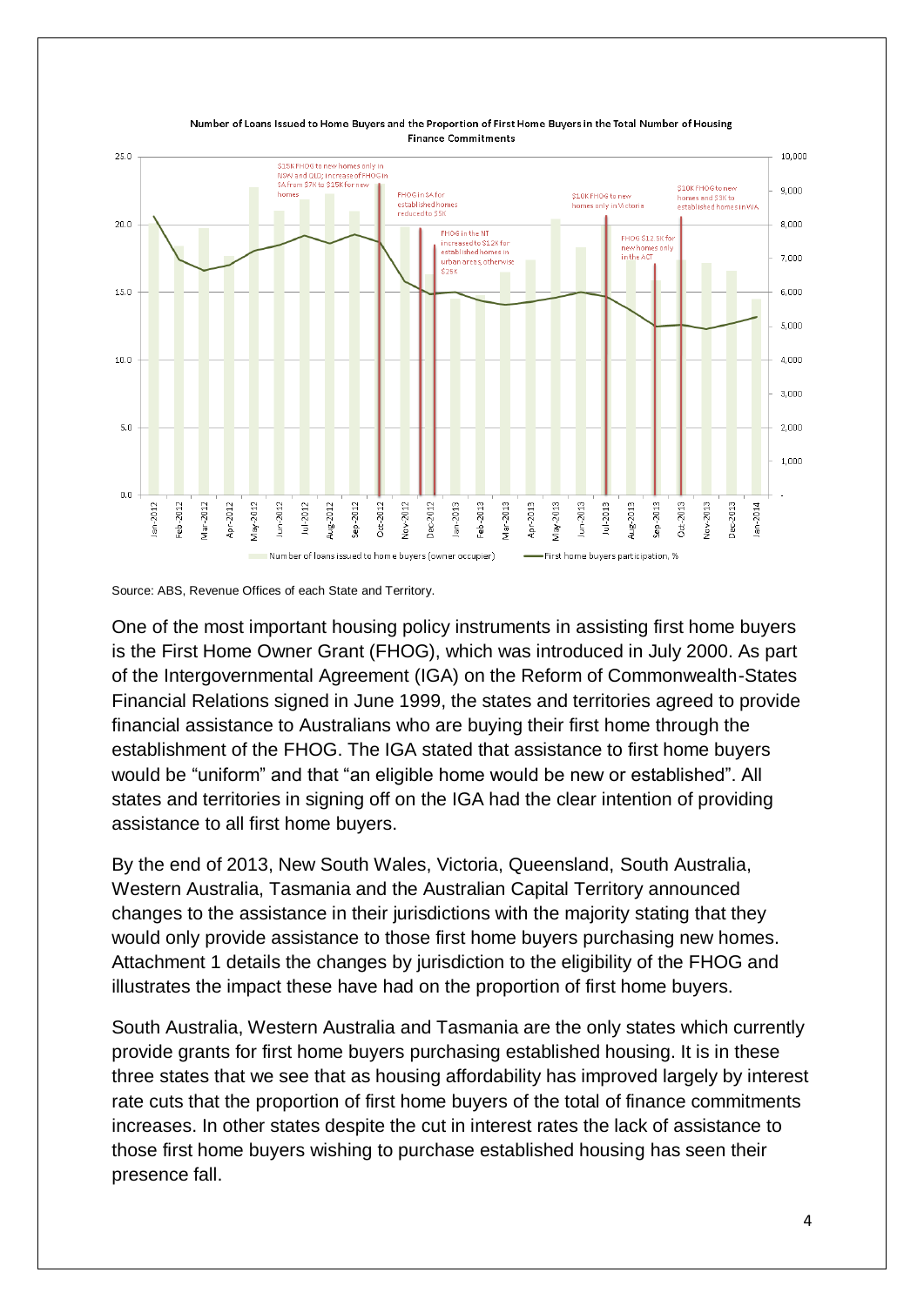Number of Loans Issued to Home Buyers and the Proportion of First Home Buyers in the Total Number of Housing Finance Commitments

Source: ABS, Revenue Offices of each State and Territory.

One of the most important housing policy instruments in assisting first home buyers is the First Home Owner Grant (FHOG), which was introduced in July 2000. As part of the Intergovernmental Agreement (IGA) on the Reform of Commonwealth-States Financial Relations signed in June 1999, the states and territories agreed to provide financial assistance to Australians who are buying their first home through the establishment of the FHOG. The IGA stated that assistance to first home buyers would be “uniform” and that “an eligible home would be new or established”. All states and territories in signing off on the IGA had the clear intention of providing assistance to all first home buyers.

By the end of 2013, New South Wales, Victoria, Queensland, South Australia, Western Australia, Tasmania and the Australian Capital Territory announced changes to the assistance in their jurisdictions with the majority stating that they would only provide assistance to those first home buyers purchasing new homes. Attachment 1 details the changes by jurisdiction to the eligibility of the FHOG and illustrates the impact these have had on the proportion of first home buyers.

South Australia, Western Australia and Tasmania are the only states which currently provide grants for first home buyers purchasing established housing. It is in these three states that we see that as housing affordability has improved largely by interest rate cuts that the proportion of first home buyers of the total of finance commitments increases. In other states despite the cut in interest rates the lack of assistance to those first home buyers wishing to purchase established housing has seen their presence fall.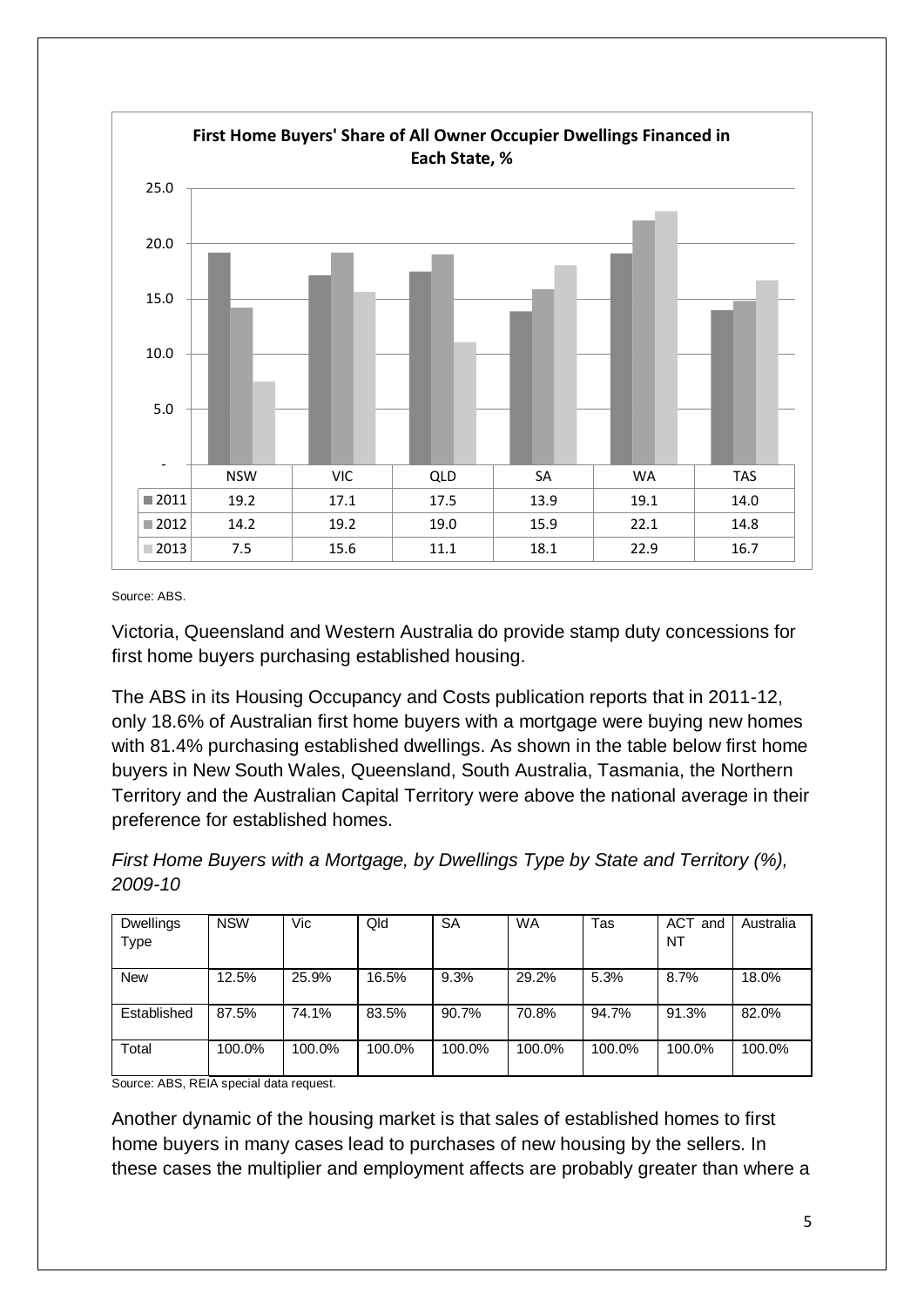**First Home Buyers' Share of All Owner Occupier Dwellings Financed in Each State, %**

| | NSW | VIC | QLD | SA | WA | TAS |
|---|---|---|---|---|---|---|
| 2011 | 19.2 | 17.1 | 17.5 | 13.9 | 19.1 | 14.0 |
| 2012 | 14.2 | 19.2 | 19.0 | 15.9 | 22.1 | 14.8 |
| 2013 | 7.5 | 15.6 | 11.1 | 18.1 | 22.9 | 16.7 |

Source: ABS.

Victoria, Queensland and Western Australia do provide stamp duty concessions for first home buyers purchasing established housing.

The ABS in its Housing Occupancy and Costs publication reports that in 2011-12, only 18.6% of Australian first home buyers with a mortgage were buying new homes with 81.4% purchasing established dwellings. As shown in the table below first home buyers in New South Wales, Queensland, South Australia, Tasmania, the Northern Territory and the Australian Capital Territory were above the national average in their preference for established homes.

*First Home Buyers with a Mortgage, by Dwellings Type by State and Territory (%), 2009-10*

| Dwellings Type | NSW | Vic | Qld | SA | WA | Tas | ACT and NT | Australia |
|---|---|---|---|---|---|---|---|---|
| New | 12.5% | 25.9% | 16.5% | 9.3% | 29.2% | 5.3% | 8.7% | 18.0% |
| Established | 87.5% | 74.1% | 83.5% | 90.7% | 70.8% | 94.7% | 91.3% | 82.0% |
| Total | 100.0% | 100.0% | 100.0% | 100.0% | 100.0% | 100.0% | 100.0% | 100.0% |

Source: ABS, REIA special data request.

Another dynamic of the housing market is that sales of established homes to first home buyers in many cases lead to purchases of new housing by the sellers. In these cases the multiplier and employment affects are probably greater than where a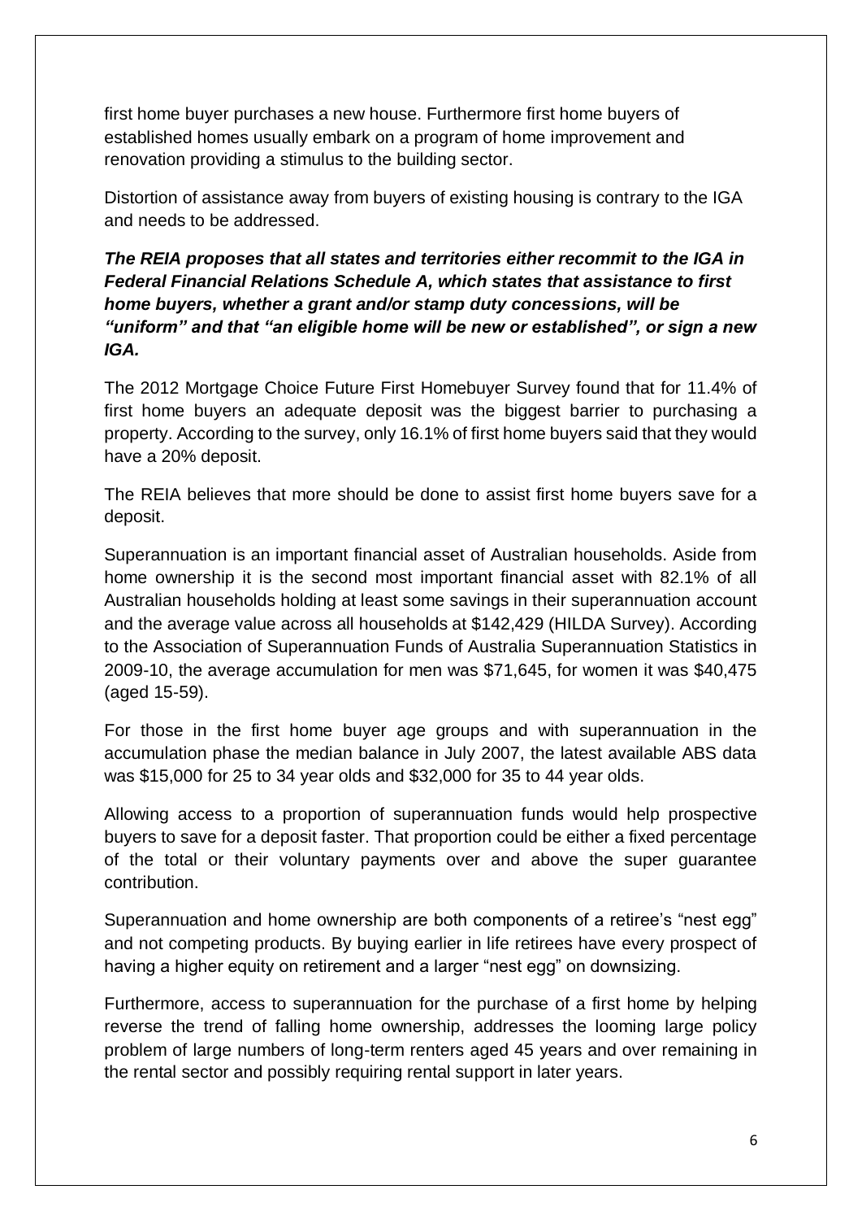first home buyer purchases a new house. Furthermore first home buyers of established homes usually embark on a program of home improvement and renovation providing a stimulus to the building sector.

Distortion of assistance away from buyers of existing housing is contrary to the IGA and needs to be addressed.

***The REIA proposes that all states and territories either recommit to the IGA in Federal Financial Relations Schedule A, which states that assistance to first home buyers, whether a grant and/or stamp duty concessions, will be "uniform" and that "an eligible home will be new or established", or sign a new IGA.***

The 2012 Mortgage Choice Future First Homebuyer Survey found that for 11.4% of first home buyers an adequate deposit was the biggest barrier to purchasing a property. According to the survey, only 16.1% of first home buyers said that they would have a 20% deposit.

The REIA believes that more should be done to assist first home buyers save for a deposit.

Superannuation is an important financial asset of Australian households. Aside from home ownership it is the second most important financial asset with 82.1% of all Australian households holding at least some savings in their superannuation account and the average value across all households at $142,429 (HILDA Survey). According to the Association of Superannuation Funds of Australia Superannuation Statistics in 2009-10, the average accumulation for men was $71,645, for women it was $40,475 (aged 15-59).

For those in the first home buyer age groups and with superannuation in the accumulation phase the median balance in July 2007, the latest available ABS data was $15,000 for 25 to 34 year olds and $32,000 for 35 to 44 year olds.

Allowing access to a proportion of superannuation funds would help prospective buyers to save for a deposit faster. That proportion could be either a fixed percentage of the total or their voluntary payments over and above the super guarantee contribution.

Superannuation and home ownership are both components of a retiree's "nest egg" and not competing products. By buying earlier in life retirees have every prospect of having a higher equity on retirement and a larger "nest egg" on downsizing.

Furthermore, access to superannuation for the purchase of a first home by helping reverse the trend of falling home ownership, addresses the looming large policy problem of large numbers of long-term renters aged 45 years and over remaining in the rental sector and possibly requiring rental support in later years.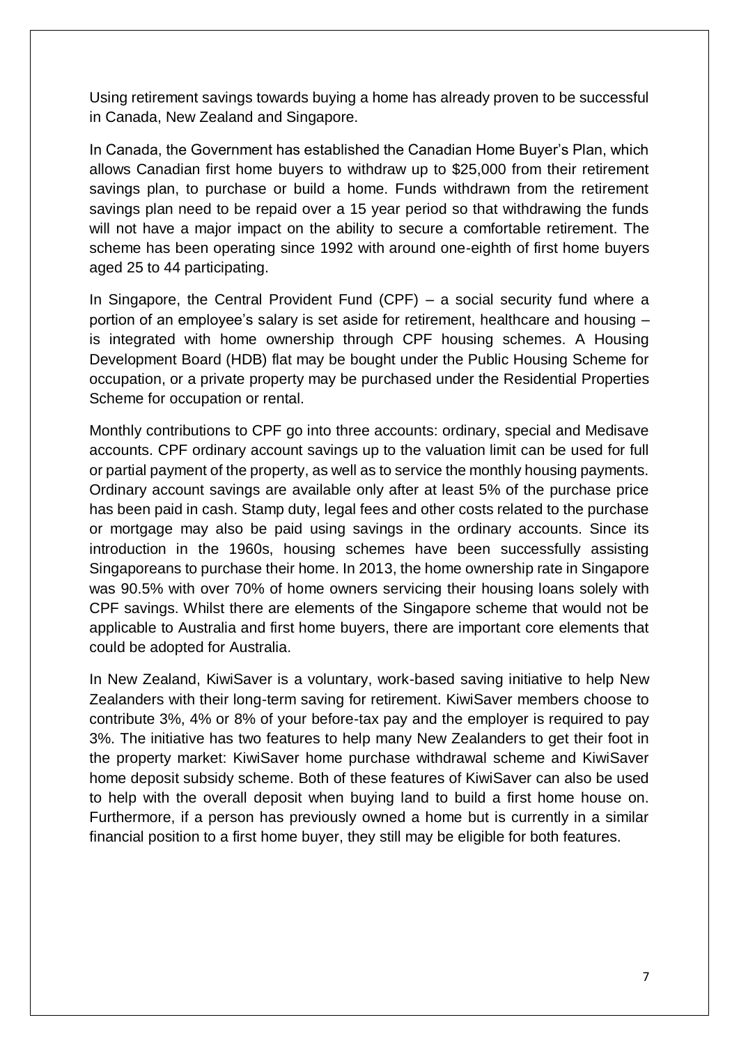Using retirement savings towards buying a home has already proven to be successful in Canada, New Zealand and Singapore.

In Canada, the Government has established the Canadian Home Buyer's Plan, which allows Canadian first home buyers to withdraw up to $25,000 from their retirement savings plan, to purchase or build a home. Funds withdrawn from the retirement savings plan need to be repaid over a 15 year period so that withdrawing the funds will not have a major impact on the ability to secure a comfortable retirement. The scheme has been operating since 1992 with around one-eighth of first home buyers aged 25 to 44 participating.

In Singapore, the Central Provident Fund (CPF) – a social security fund where a portion of an employee's salary is set aside for retirement, healthcare and housing – is integrated with home ownership through CPF housing schemes. A Housing Development Board (HDB) flat may be bought under the Public Housing Scheme for occupation, or a private property may be purchased under the Residential Properties Scheme for occupation or rental.

Monthly contributions to CPF go into three accounts: ordinary, special and Medisave accounts. CPF ordinary account savings up to the valuation limit can be used for full or partial payment of the property, as well as to service the monthly housing payments. Ordinary account savings are available only after at least 5% of the purchase price has been paid in cash. Stamp duty, legal fees and other costs related to the purchase or mortgage may also be paid using savings in the ordinary accounts. Since its introduction in the 1960s, housing schemes have been successfully assisting Singaporeans to purchase their home. In 2013, the home ownership rate in Singapore was 90.5% with over 70% of home owners servicing their housing loans solely with CPF savings. Whilst there are elements of the Singapore scheme that would not be applicable to Australia and first home buyers, there are important core elements that could be adopted for Australia.

In New Zealand, KiwiSaver is a voluntary, work-based saving initiative to help New Zealanders with their long-term saving for retirement. KiwiSaver members choose to contribute 3%, 4% or 8% of your before-tax pay and the employer is required to pay 3%. The initiative has two features to help many New Zealanders to get their foot in the property market: KiwiSaver home purchase withdrawal scheme and KiwiSaver home deposit subsidy scheme. Both of these features of KiwiSaver can also be used to help with the overall deposit when buying land to build a first home house on. Furthermore, if a person has previously owned a home but is currently in a similar financial position to a first home buyer, they still may be eligible for both features.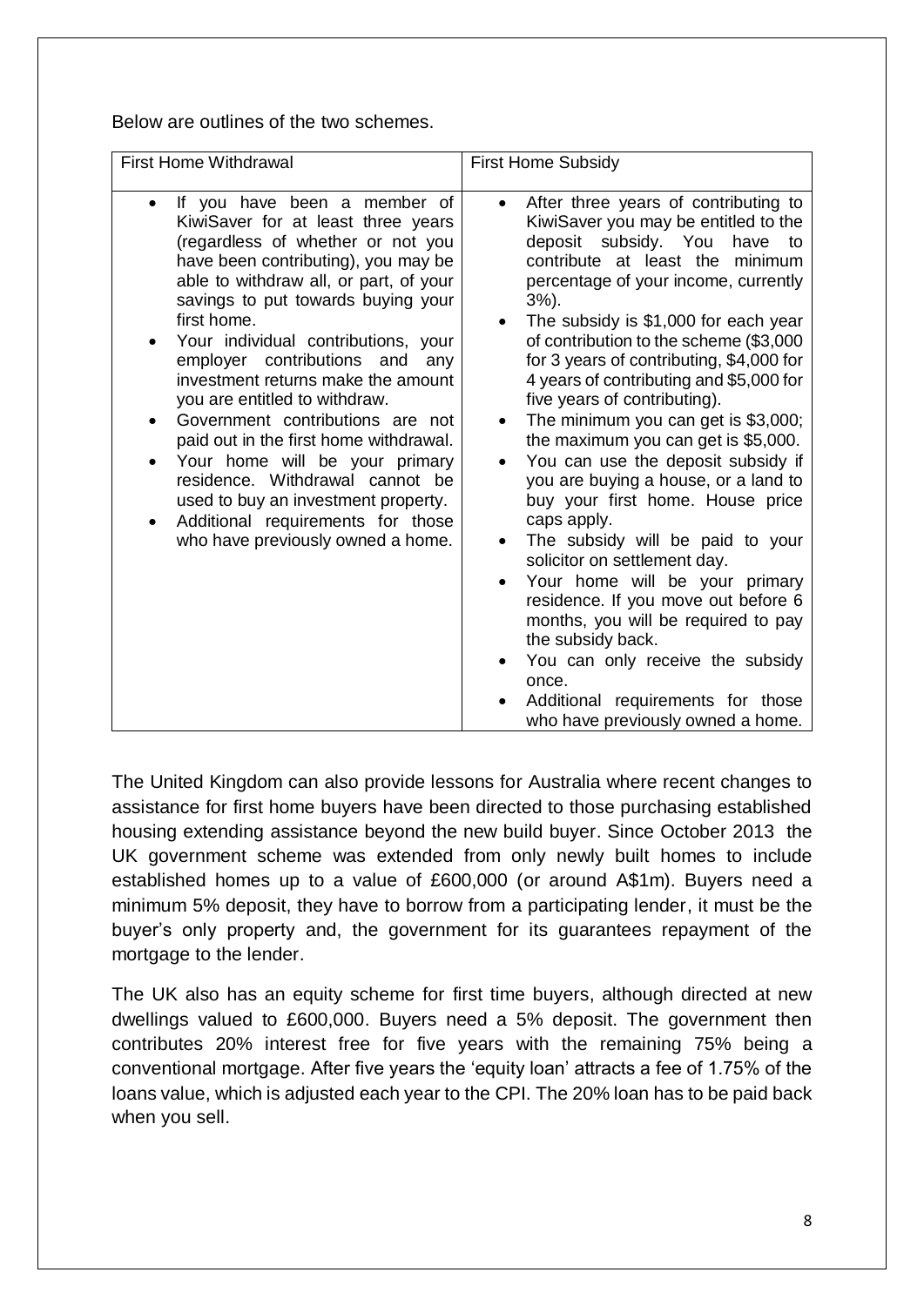Below are outlines of the two schemes.

| First Home Withdrawal | First Home Subsidy |
|---|---|
| • If you have been a member of KiwiSaver for at least three years (regardless of whether or not you have been contributing), you may be able to withdraw all, or part, of your savings to put towards buying your first home.<br>• Your individual contributions, your employer contributions and any investment returns make the amount you are entitled to withdraw.<br>• Government contributions are not paid out in the first home withdrawal.<br>• Your home will be your primary residence. Withdrawal cannot be used to buy an investment property.<br>• Additional requirements for those who have previously owned a home. | • After three years of contributing to KiwiSaver you may be entitled to the deposit subsidy. You have to contribute at least the minimum percentage of your income, currently 3%).<br>• The subsidy is $1,000 for each year of contribution to the scheme ($3,000 for 3 years of contributing, $4,000 for 4 years of contributing and $5,000 for five years of contributing).<br>• The minimum you can get is $3,000; the maximum you can get is $5,000.<br>• You can use the deposit subsidy if you are buying a house, or a land to buy your first home. House price caps apply.<br>• The subsidy will be paid to your solicitor on settlement day.<br>• Your home will be your primary residence. If you move out before 6 months, you will be required to pay the subsidy back.<br>• You can only receive the subsidy once.<br>• Additional requirements for those who have previously owned a home. |

The United Kingdom can also provide lessons for Australia where recent changes to assistance for first home buyers have been directed to those purchasing established housing extending assistance beyond the new build buyer. Since October 2013 the UK government scheme was extended from only newly built homes to include established homes up to a value of £600,000 (or around A$1m). Buyers need a minimum 5% deposit, they have to borrow from a participating lender, it must be the buyer's only property and, the government for its guarantees repayment of the mortgage to the lender.

The UK also has an equity scheme for first time buyers, although directed at new dwellings valued to £600,000. Buyers need a 5% deposit. The government then contributes 20% interest free for five years with the remaining 75% being a conventional mortgage. After five years the 'equity loan' attracts a fee of 1.75% of the loans value, which is adjusted each year to the CPI. The 20% loan has to be paid back when you sell.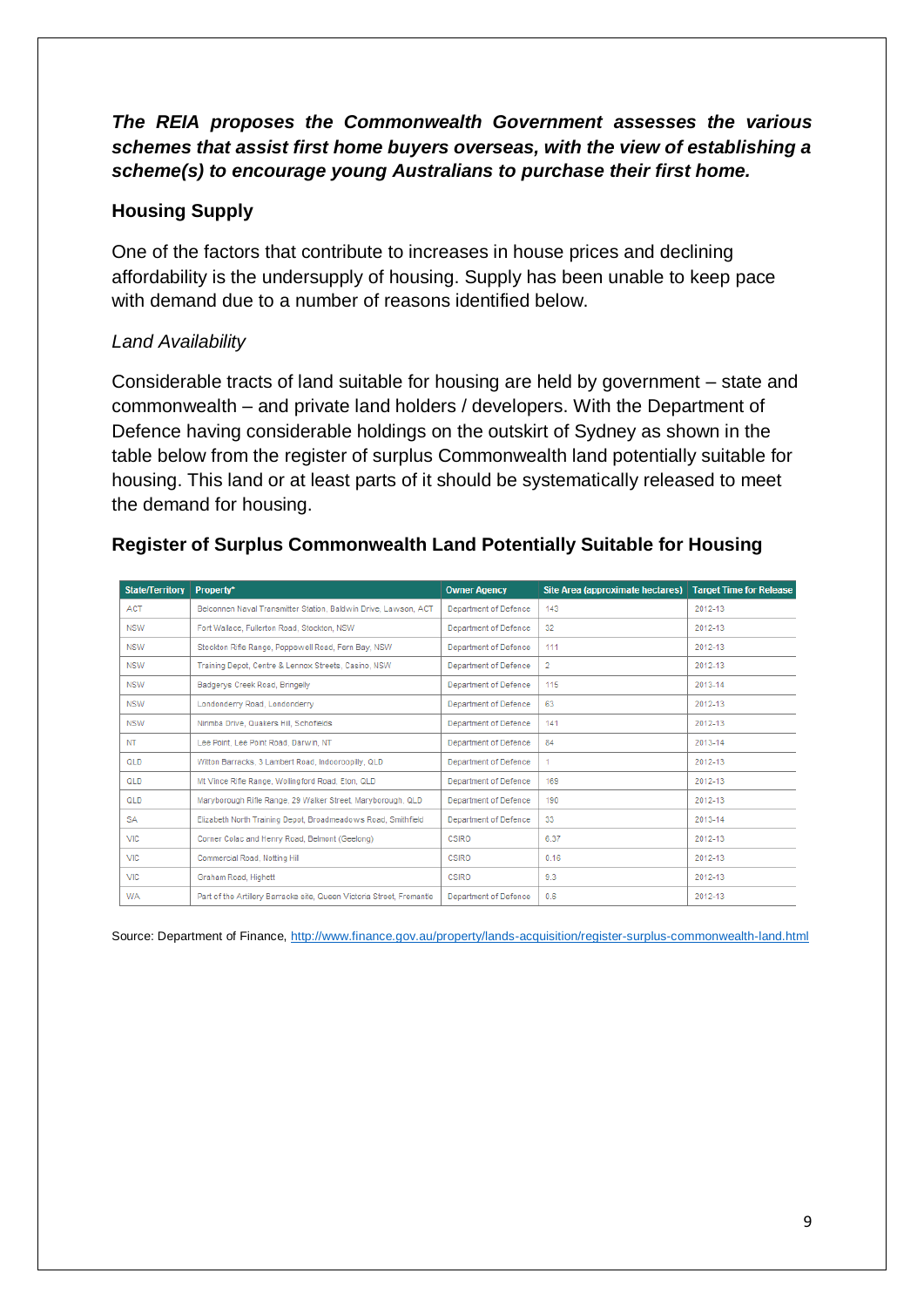***The REIA proposes the Commonwealth Government assesses the various schemes that assist first home buyers overseas, with the view of establishing a scheme(s) to encourage young Australians to purchase their first home.***

## Housing Supply

One of the factors that contribute to increases in house prices and declining affordability is the undersupply of housing. Supply has been unable to keep pace with demand due to a number of reasons identified below.

*Land Availability*

Considerable tracts of land suitable for housing are held by government – state and commonwealth – and private land holders / developers. With the Department of Defence having considerable holdings on the outskirt of Sydney as shown in the table below from the register of surplus Commonwealth land potentially suitable for housing. This land or at least parts of it should be systematically released to meet the demand for housing.

### Register of Surplus Commonwealth Land Potentially Suitable for Housing

| State/Territory | Property* | Owner Agency | Site Area (approximate hectares) | Target Time for Release |
|---|---|---|---|---|
| ACT | Belconnen Naval Transmitter Station, Baldwin Drive, Lawson, ACT | Department of Defence | 143 | 2012-13 |
| NSW | Fort Wallace, Fullerton Road, Stockton, NSW | Department of Defence | 32 | 2012-13 |
| NSW | Stockton Rifle Range, Popplewell Road, Fern Bay, NSW | Department of Defence | 111 | 2012-13 |
| NSW | Training Depot, Centre & Lennox Streets, Casino, NSW | Department of Defence | 2 | 2012-13 |
| NSW | Badgerys Creek Road, Bringelly | Department of Defence | 115 | 2013-14 |
| NSW | Londonderry Road, Londonderry | Department of Defence | 63 | 2012-13 |
| NSW | Nirimba Drive, Quakers Hill, Schofields | Department of Defence | 141 | 2012-13 |
| NT | Lee Point, Lee Point Road, Darwin, NT | Department of Defence | 84 | 2013-14 |
| QLD | Witton Barracks, 3 Lambert Road, Indooroopilly, QLD | Department of Defence | 1 | 2012-13 |
| QLD | Mt Vince Rifle Range, Wollingford Road, Eton, QLD | Department of Defence | 169 | 2012-13 |
| QLD | Maryborough Rifle Range, 29 Walker Street, Maryborough, QLD | Department of Defence | 190 | 2012-13 |
| SA | Elizabeth North Training Depot, Broadmeadows Road, Smithfield | Department of Defence | 33 | 2013-14 |
| VIC | Corner Colac and Henry Road, Belmont (Geelong) | CSIRO | 6.37 | 2012-13 |
| VIC | Commercial Road, Notting Hill | CSIRO | 0.16 | 2012-13 |
| VIC | Graham Road, Highett | CSIRO | 9.3 | 2012-13 |
| WA | Part of the Artillery Barracks site, Queen Victoria Street, Fremantle | Department of Defence | 0.6 | 2012-13 |

Source: Department of Finance, http://www.finance.gov.au/property/lands-acquisition/register-surplus-commonwealth-land.html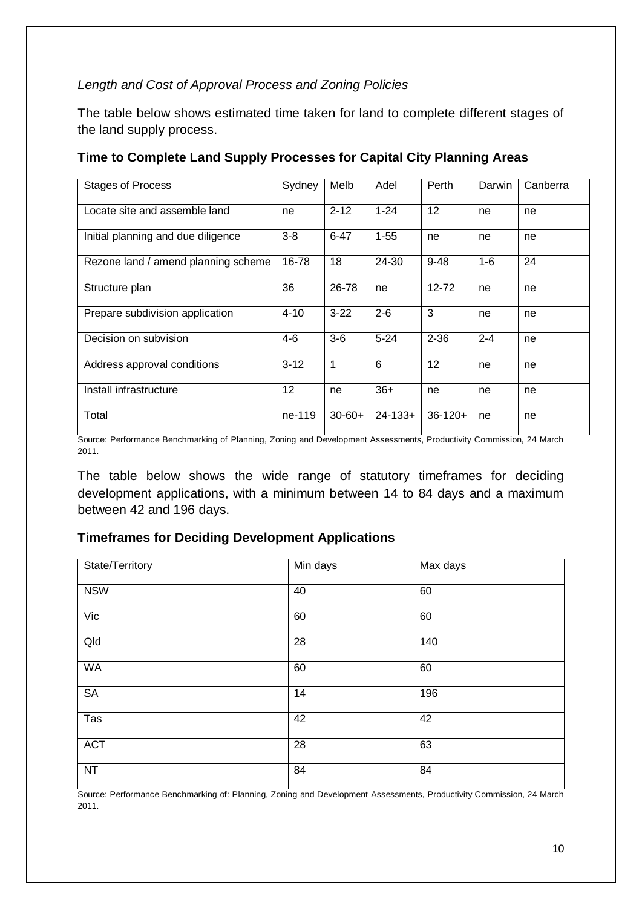*Length and Cost of Approval Process and Zoning Policies*

The table below shows estimated time taken for land to complete different stages of the land supply process.

**Time to Complete Land Supply Processes for Capital City Planning Areas**

| Stages of Process | Sydney | Melb | Adel | Perth | Darwin | Canberra |
|---|---|---|---|---|---|---|
| Locate site and assemble land | ne | 2-12 | 1-24 | 12 | ne | ne |
| Initial planning and due diligence | 3-8 | 6-47 | 1-55 | ne | ne | ne |
| Rezone land / amend planning scheme | 16-78 | 18 | 24-30 | 9-48 | 1-6 | 24 |
| Structure plan | 36 | 26-78 | ne | 12-72 | ne | ne |
| Prepare subdivision application | 4-10 | 3-22 | 2-6 | 3 | ne | ne |
| Decision on subvision | 4-6 | 3-6 | 5-24 | 2-36 | 2-4 | ne |
| Address approval conditions | 3-12 | 1 | 6 | 12 | ne | ne |
| Install infrastructure | 12 | ne | 36+ | ne | ne | ne |
| Total | ne-119 | 30-60+ | 24-133+ | 36-120+ | ne | ne |

Source: Performance Benchmarking of Planning, Zoning and Development Assessments, Productivity Commission, 24 March 2011.

The table below shows the wide range of statutory timeframes for deciding development applications, with a minimum between 14 to 84 days and a maximum between 42 and 196 days.

**Timeframes for Deciding Development Applications**

| State/Territory | Min days | Max days |
|---|---|---|
| NSW | 40 | 60 |
| Vic | 60 | 60 |
| Qld | 28 | 140 |
| WA | 60 | 60 |
| SA | 14 | 196 |
| Tas | 42 | 42 |
| ACT | 28 | 63 |
| NT | 84 | 84 |

Source: Performance Benchmarking of: Planning, Zoning and Development Assessments, Productivity Commission, 24 March 2011.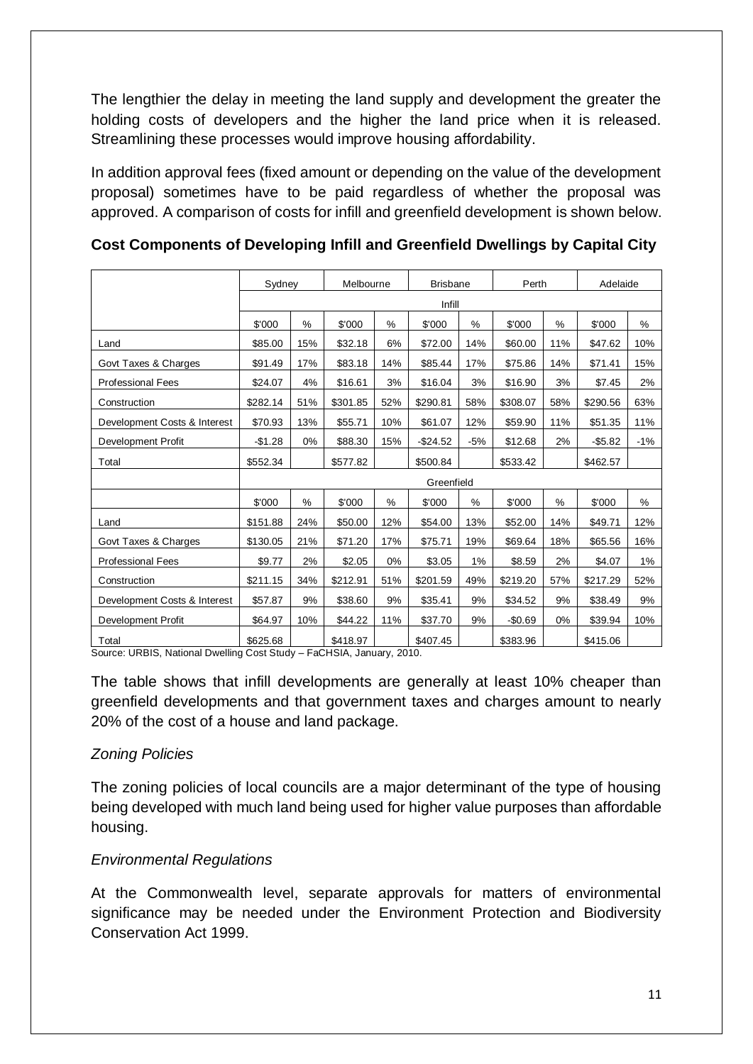The lengthier the delay in meeting the land supply and development the greater the holding costs of developers and the higher the land price when it is released. Streamlining these processes would improve housing affordability.

In addition approval fees (fixed amount or depending on the value of the development proposal) sometimes have to be paid regardless of whether the proposal was approved. A comparison of costs for infill and greenfield development is shown below.

**Cost Components of Developing Infill and Greenfield Dwellings by Capital City**

| | Sydney | | Melbourne | | Brisbane | | Perth | | Adelaide | |
|---|---|---|---|---|---|---|---|---|---|---|
| | Infill | | | | | | | | | |
| | $'000 | % | $'000 | % | $'000 | % | $'000 | % | $'000 | % |
| Land | $85.00 | 15% | $32.18 | 6% | $72.00 | 14% | $60.00 | 11% | $47.62 | 10% |
| Govt Taxes & Charges | $91.49 | 17% | $83.18 | 14% | $85.44 | 17% | $75.86 | 14% | $71.41 | 15% |
| Professional Fees | $24.07 | 4% | $16.61 | 3% | $16.04 | 3% | $16.90 | 3% | $7.45 | 2% |
| Construction | $282.14 | 51% | $301.85 | 52% | $290.81 | 58% | $308.07 | 58% | $290.56 | 63% |
| Development Costs & Interest | $70.93 | 13% | $55.71 | 10% | $61.07 | 12% | $59.90 | 11% | $51.35 | 11% |
| Development Profit | -$1.28 | 0% | $88.30 | 15% | -$24.52 | -5% | $12.68 | 2% | -$5.82 | -1% |
| Total | $552.34 | | $577.82 | | $500.84 | | $533.42 | | $462.57 | |
| | Greenfield | | | | | | | | | |
| | $'000 | % | $'000 | % | $'000 | % | $'000 | % | $'000 | % |
| Land | $151.88 | 24% | $50.00 | 12% | $54.00 | 13% | $52.00 | 14% | $49.71 | 12% |
| Govt Taxes & Charges | $130.05 | 21% | $71.20 | 17% | $75.71 | 19% | $69.64 | 18% | $65.56 | 16% |
| Professional Fees | $9.77 | 2% | $2.05 | 0% | $3.05 | 1% | $8.59 | 2% | $4.07 | 1% |
| Construction | $211.15 | 34% | $212.91 | 51% | $201.59 | 49% | $219.20 | 57% | $217.29 | 52% |
| Development Costs & Interest | $57.87 | 9% | $38.60 | 9% | $35.41 | 9% | $34.52 | 9% | $38.49 | 9% |
| Development Profit | $64.97 | 10% | $44.22 | 11% | $37.70 | 9% | -$0.69 | 0% | $39.94 | 10% |
| Total | $625.68 | | $418.97 | | $407.45 | | $383.96 | | $415.06 | |

Source: URBIS, National Dwelling Cost Study – FaCHSIA, January, 2010.

The table shows that infill developments are generally at least 10% cheaper than greenfield developments and that government taxes and charges amount to nearly 20% of the cost of a house and land package.

*Zoning Policies*

The zoning policies of local councils are a major determinant of the type of housing being developed with much land being used for higher value purposes than affordable housing.

*Environmental Regulations*

At the Commonwealth level, separate approvals for matters of environmental significance may be needed under the Environment Protection and Biodiversity Conservation Act 1999.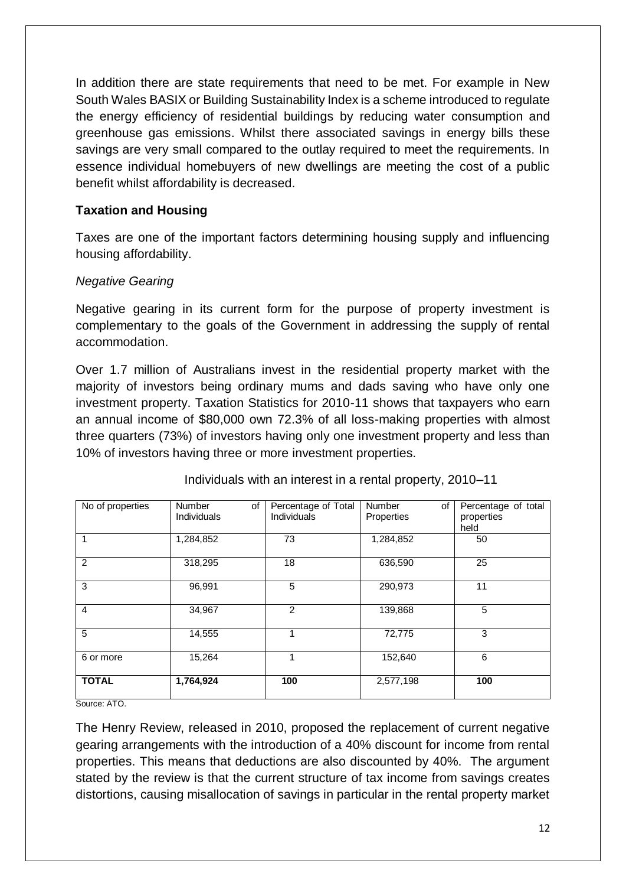In addition there are state requirements that need to be met. For example in New South Wales BASIX or Building Sustainability Index is a scheme introduced to regulate the energy efficiency of residential buildings by reducing water consumption and greenhouse gas emissions. Whilst there associated savings in energy bills these savings are very small compared to the outlay required to meet the requirements. In essence individual homebuyers of new dwellings are meeting the cost of a public benefit whilst affordability is decreased.

**Taxation and Housing**

Taxes are one of the important factors determining housing supply and influencing housing affordability.

*Negative Gearing*

Negative gearing in its current form for the purpose of property investment is complementary to the goals of the Government in addressing the supply of rental accommodation.

Over 1.7 million of Australians invest in the residential property market with the majority of investors being ordinary mums and dads saving who have only one investment property. Taxation Statistics for 2010-11 shows that taxpayers who earn an annual income of $80,000 own 72.3% of all loss-making properties with almost three quarters (73%) of investors having only one investment property and less than 10% of investors having three or more investment properties.

Individuals with an interest in a rental property, 2010–11

| No of properties | Number of Individuals | Percentage of Total Individuals | Number of Properties | Percentage of total properties held |
|---|---|---|---|---|
| 1 | 1,284,852 | 73 | 1,284,852 | 50 |
| 2 | 318,295 | 18 | 636,590 | 25 |
| 3 | 96,991 | 5 | 290,973 | 11 |
| 4 | 34,967 | 2 | 139,868 | 5 |
| 5 | 14,555 | 1 | 72,775 | 3 |
| 6 or more | 15,264 | 1 | 152,640 | 6 |
| **TOTAL** | **1,764,924** | **100** | 2,577,198 | **100** |

Source: ATO.

The Henry Review, released in 2010, proposed the replacement of current negative gearing arrangements with the introduction of a 40% discount for income from rental properties. This means that deductions are also discounted by 40%. The argument stated by the review is that the current structure of tax income from savings creates distortions, causing misallocation of savings in particular in the rental property market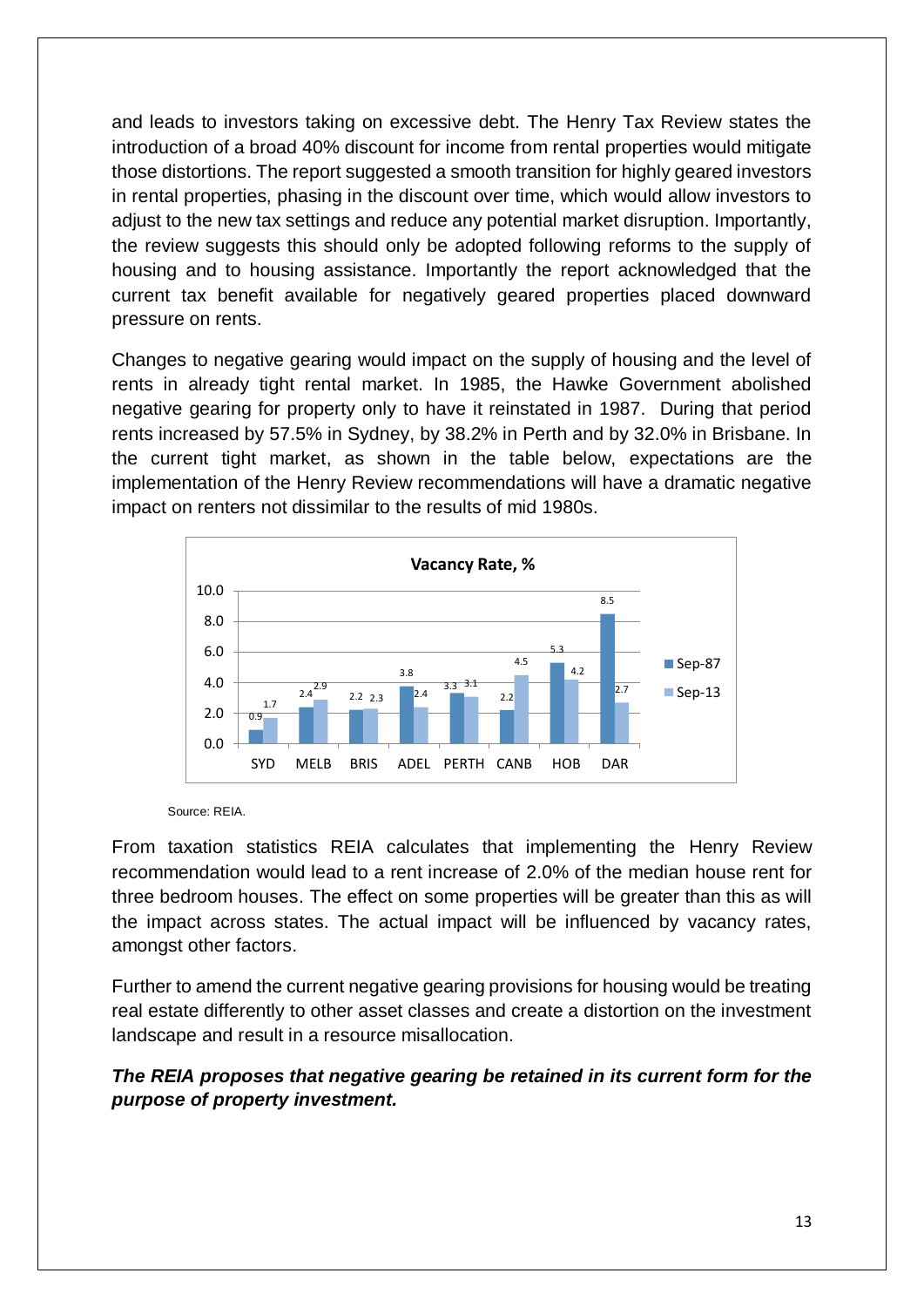and leads to investors taking on excessive debt. The Henry Tax Review states the introduction of a broad 40% discount for income from rental properties would mitigate those distortions. The report suggested a smooth transition for highly geared investors in rental properties, phasing in the discount over time, which would allow investors to adjust to the new tax settings and reduce any potential market disruption. Importantly, the review suggests this should only be adopted following reforms to the supply of housing and to housing assistance. Importantly the report acknowledged that the current tax benefit available for negatively geared properties placed downward pressure on rents.

Changes to negative gearing would impact on the supply of housing and the level of rents in already tight rental market. In 1985, the Hawke Government abolished negative gearing for property only to have it reinstated in 1987. During that period rents increased by 57.5% in Sydney, by 38.2% in Perth and by 32.0% in Brisbane. In the current tight market, as shown in the table below, expectations are the implementation of the Henry Review recommendations will have a dramatic negative impact on renters not dissimilar to the results of mid 1980s.

**Vacancy Rate, %**

| | SYD | MELB | BRIS | ADEL | PERTH | CANB | HOB | DAR |
|---|---|---|---|---|---|---|---|---|
| Sep-87 | 0.9 | 2.4 | 2.2 | 3.8 | 3.3 | 2.2 | 5.3 | 8.5 |
| Sep-13 | 1.7 | 2.9 | 2.3 | 2.4 | 3.1 | 4.5 | 4.2 | 2.7 |

Source: REIA.

From taxation statistics REIA calculates that implementing the Henry Review recommendation would lead to a rent increase of 2.0% of the median house rent for three bedroom houses. The effect on some properties will be greater than this as will the impact across states. The actual impact will be influenced by vacancy rates, amongst other factors.

Further to amend the current negative gearing provisions for housing would be treating real estate differently to other asset classes and create a distortion on the investment landscape and result in a resource misallocation.

***The REIA proposes that negative gearing be retained in its current form for the purpose of property investment.***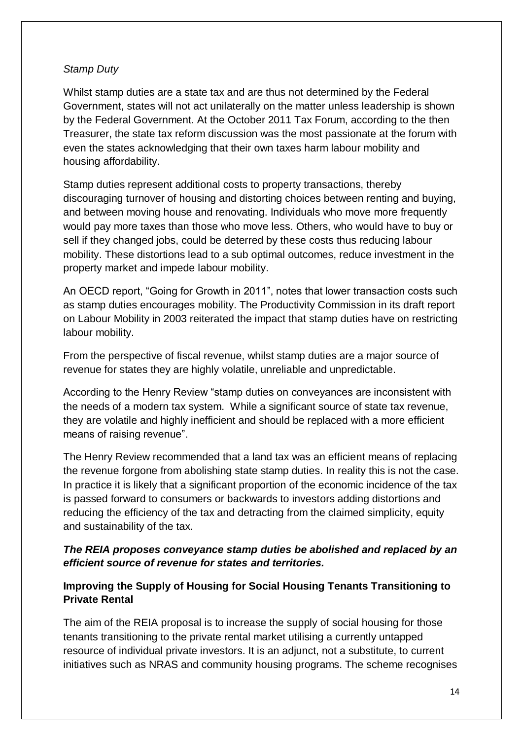*Stamp Duty*

Whilst stamp duties are a state tax and are thus not determined by the Federal Government, states will not act unilaterally on the matter unless leadership is shown by the Federal Government. At the October 2011 Tax Forum, according to the then Treasurer, the state tax reform discussion was the most passionate at the forum with even the states acknowledging that their own taxes harm labour mobility and housing affordability.

Stamp duties represent additional costs to property transactions, thereby discouraging turnover of housing and distorting choices between renting and buying, and between moving house and renovating. Individuals who move more frequently would pay more taxes than those who move less. Others, who would have to buy or sell if they changed jobs, could be deterred by these costs thus reducing labour mobility. These distortions lead to a sub optimal outcomes, reduce investment in the property market and impede labour mobility.

An OECD report, "Going for Growth in 2011", notes that lower transaction costs such as stamp duties encourages mobility. The Productivity Commission in its draft report on Labour Mobility in 2003 reiterated the impact that stamp duties have on restricting labour mobility.

From the perspective of fiscal revenue, whilst stamp duties are a major source of revenue for states they are highly volatile, unreliable and unpredictable.

According to the Henry Review "stamp duties on conveyances are inconsistent with the needs of a modern tax system. While a significant source of state tax revenue, they are volatile and highly inefficient and should be replaced with a more efficient means of raising revenue".

The Henry Review recommended that a land tax was an efficient means of replacing the revenue forgone from abolishing state stamp duties. In reality this is not the case. In practice it is likely that a significant proportion of the economic incidence of the tax is passed forward to consumers or backwards to investors adding distortions and reducing the efficiency of the tax and detracting from the claimed simplicity, equity and sustainability of the tax.

***The REIA proposes conveyance stamp duties be abolished and replaced by an efficient source of revenue for states and territories.***

**Improving the Supply of Housing for Social Housing Tenants Transitioning to Private Rental**

The aim of the REIA proposal is to increase the supply of social housing for those tenants transitioning to the private rental market utilising a currently untapped resource of individual private investors. It is an adjunct, not a substitute, to current initiatives such as NRAS and community housing programs. The scheme recognises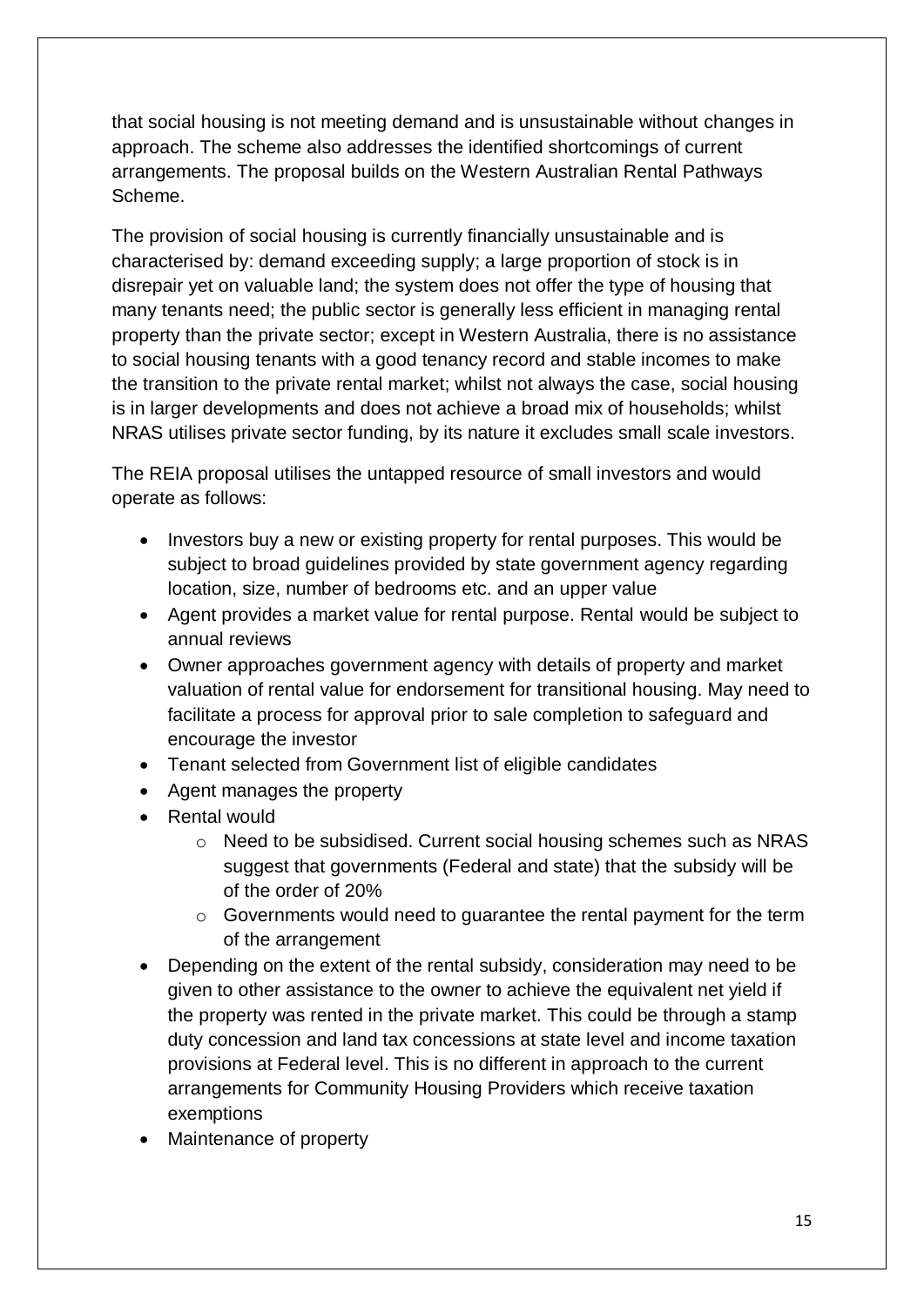that social housing is not meeting demand and is unsustainable without changes in approach. The scheme also addresses the identified shortcomings of current arrangements. The proposal builds on the Western Australian Rental Pathways Scheme.

The provision of social housing is currently financially unsustainable and is characterised by: demand exceeding supply; a large proportion of stock is in disrepair yet on valuable land; the system does not offer the type of housing that many tenants need; the public sector is generally less efficient in managing rental property than the private sector; except in Western Australia, there is no assistance to social housing tenants with a good tenancy record and stable incomes to make the transition to the private rental market; whilst not always the case, social housing is in larger developments and does not achieve a broad mix of households; whilst NRAS utilises private sector funding, by its nature it excludes small scale investors.

The REIA proposal utilises the untapped resource of small investors and would operate as follows:

- Investors buy a new or existing property for rental purposes. This would be subject to broad guidelines provided by state government agency regarding location, size, number of bedrooms etc. and an upper value
- Agent provides a market value for rental purpose. Rental would be subject to annual reviews
- Owner approaches government agency with details of property and market valuation of rental value for endorsement for transitional housing. May need to facilitate a process for approval prior to sale completion to safeguard and encourage the investor
- Tenant selected from Government list of eligible candidates
- Agent manages the property
- Rental would
  - Need to be subsidised. Current social housing schemes such as NRAS suggest that governments (Federal and state) that the subsidy will be of the order of 20%
  - Governments would need to guarantee the rental payment for the term of the arrangement
- Depending on the extent of the rental subsidy, consideration may need to be given to other assistance to the owner to achieve the equivalent net yield if the property was rented in the private market. This could be through a stamp duty concession and land tax concessions at state level and income taxation provisions at Federal level. This is no different in approach to the current arrangements for Community Housing Providers which receive taxation exemptions
- Maintenance of property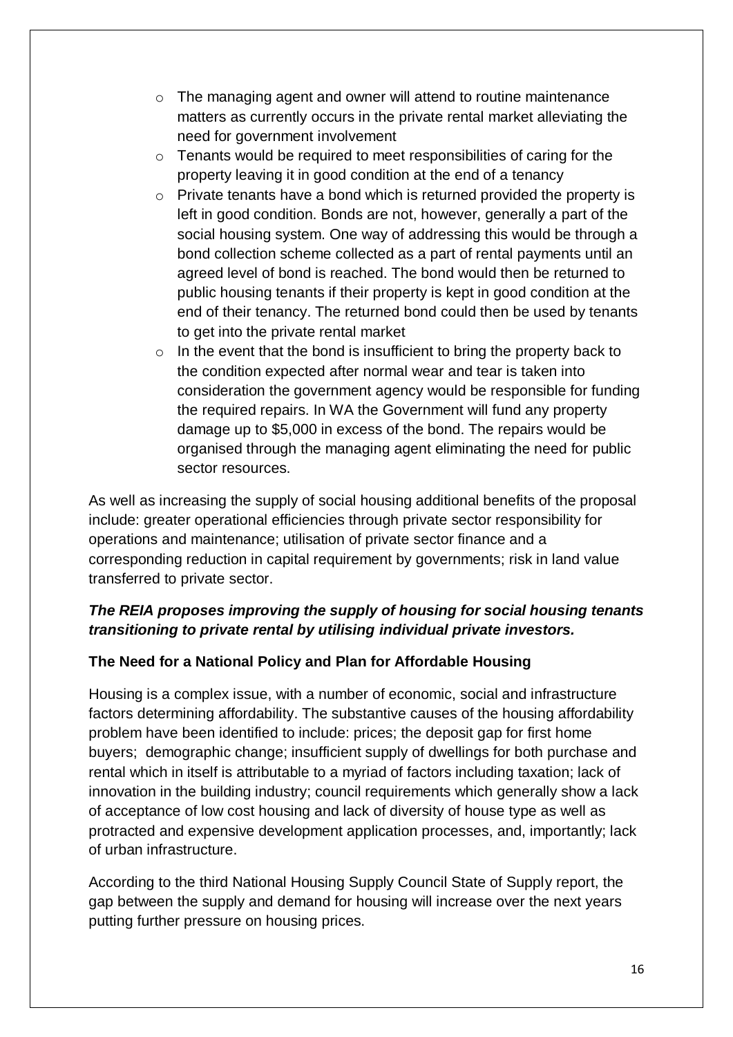- The managing agent and owner will attend to routine maintenance matters as currently occurs in the private rental market alleviating the need for government involvement
- Tenants would be required to meet responsibilities of caring for the property leaving it in good condition at the end of a tenancy
- Private tenants have a bond which is returned provided the property is left in good condition. Bonds are not, however, generally a part of the social housing system. One way of addressing this would be through a bond collection scheme collected as a part of rental payments until an agreed level of bond is reached. The bond would then be returned to public housing tenants if their property is kept in good condition at the end of their tenancy. The returned bond could then be used by tenants to get into the private rental market
- In the event that the bond is insufficient to bring the property back to the condition expected after normal wear and tear is taken into consideration the government agency would be responsible for funding the required repairs. In WA the Government will fund any property damage up to $5,000 in excess of the bond. The repairs would be organised through the managing agent eliminating the need for public sector resources.

As well as increasing the supply of social housing additional benefits of the proposal include: greater operational efficiencies through private sector responsibility for operations and maintenance; utilisation of private sector finance and a corresponding reduction in capital requirement by governments; risk in land value transferred to private sector.

***The REIA proposes improving the supply of housing for social housing tenants transitioning to private rental by utilising individual private investors.***

**The Need for a National Policy and Plan for Affordable Housing**

Housing is a complex issue, with a number of economic, social and infrastructure factors determining affordability. The substantive causes of the housing affordability problem have been identified to include: prices; the deposit gap for first home buyers; demographic change; insufficient supply of dwellings for both purchase and rental which in itself is attributable to a myriad of factors including taxation; lack of innovation in the building industry; council requirements which generally show a lack of acceptance of low cost housing and lack of diversity of house type as well as protracted and expensive development application processes, and, importantly; lack of urban infrastructure.

According to the third National Housing Supply Council State of Supply report, the gap between the supply and demand for housing will increase over the next years putting further pressure on housing prices.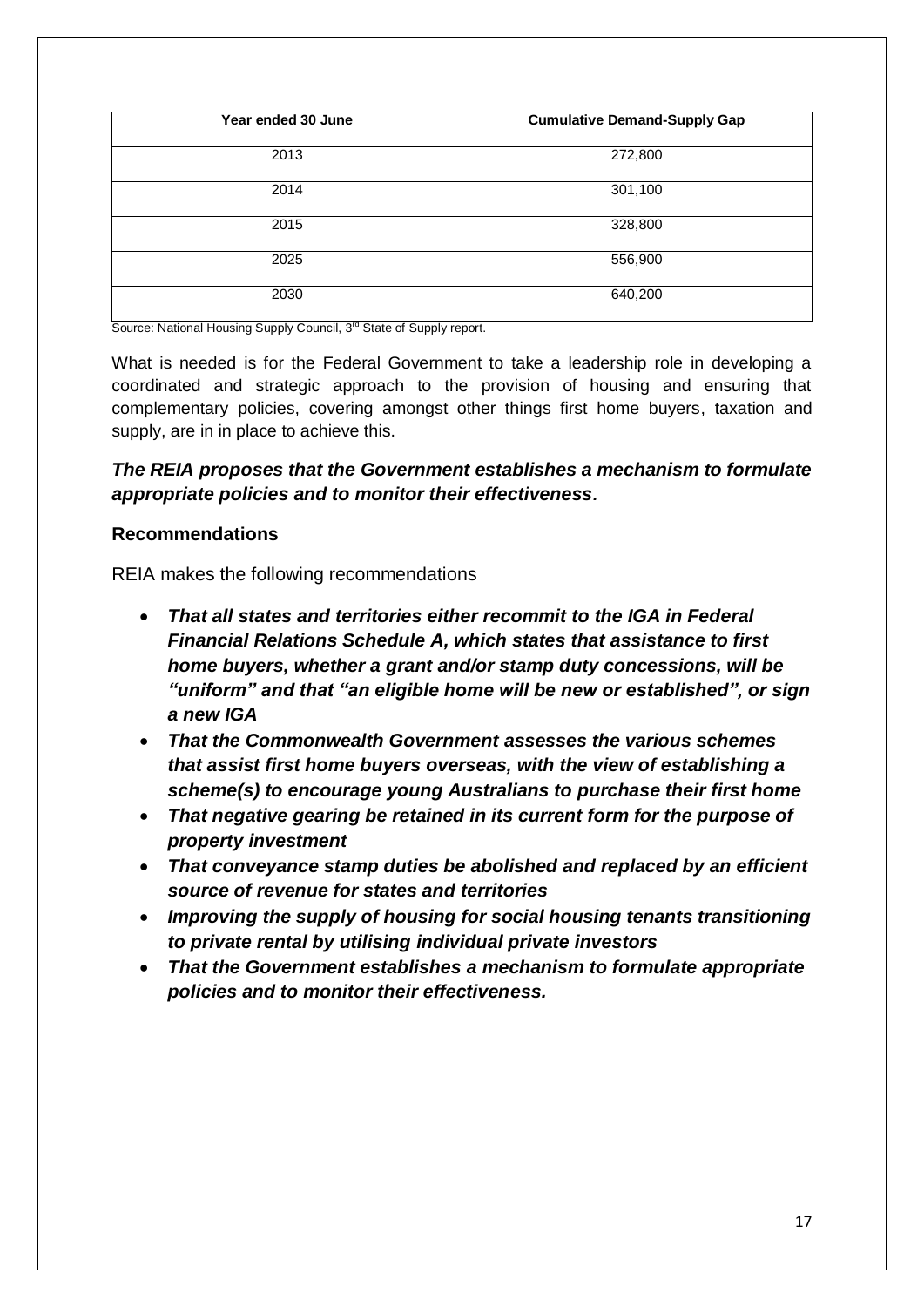| Year ended 30 June | Cumulative Demand-Supply Gap |
| --- | --- |
| 2013 | 272,800 |
| 2014 | 301,100 |
| 2015 | 328,800 |
| 2025 | 556,900 |
| 2030 | 640,200 |

Source: National Housing Supply Council, 3rd State of Supply report.

What is needed is for the Federal Government to take a leadership role in developing a coordinated and strategic approach to the provision of housing and ensuring that complementary policies, covering amongst other things first home buyers, taxation and supply, are in in place to achieve this.

***The REIA proposes that the Government establishes a mechanism to formulate appropriate policies and to monitor their effectiveness.***

**Recommendations**

REIA makes the following recommendations

- ***That all states and territories either recommit to the IGA in Federal Financial Relations Schedule A, which states that assistance to first home buyers, whether a grant and/or stamp duty concessions, will be "uniform" and that "an eligible home will be new or established", or sign a new IGA***
- ***That the Commonwealth Government assesses the various schemes that assist first home buyers overseas, with the view of establishing a scheme(s) to encourage young Australians to purchase their first home***
- ***That negative gearing be retained in its current form for the purpose of property investment***
- ***That conveyance stamp duties be abolished and replaced by an efficient source of revenue for states and territories***
- ***Improving the supply of housing for social housing tenants transitioning to private rental by utilising individual private investors***
- ***That the Government establishes a mechanism to formulate appropriate policies and to monitor their effectiveness.***